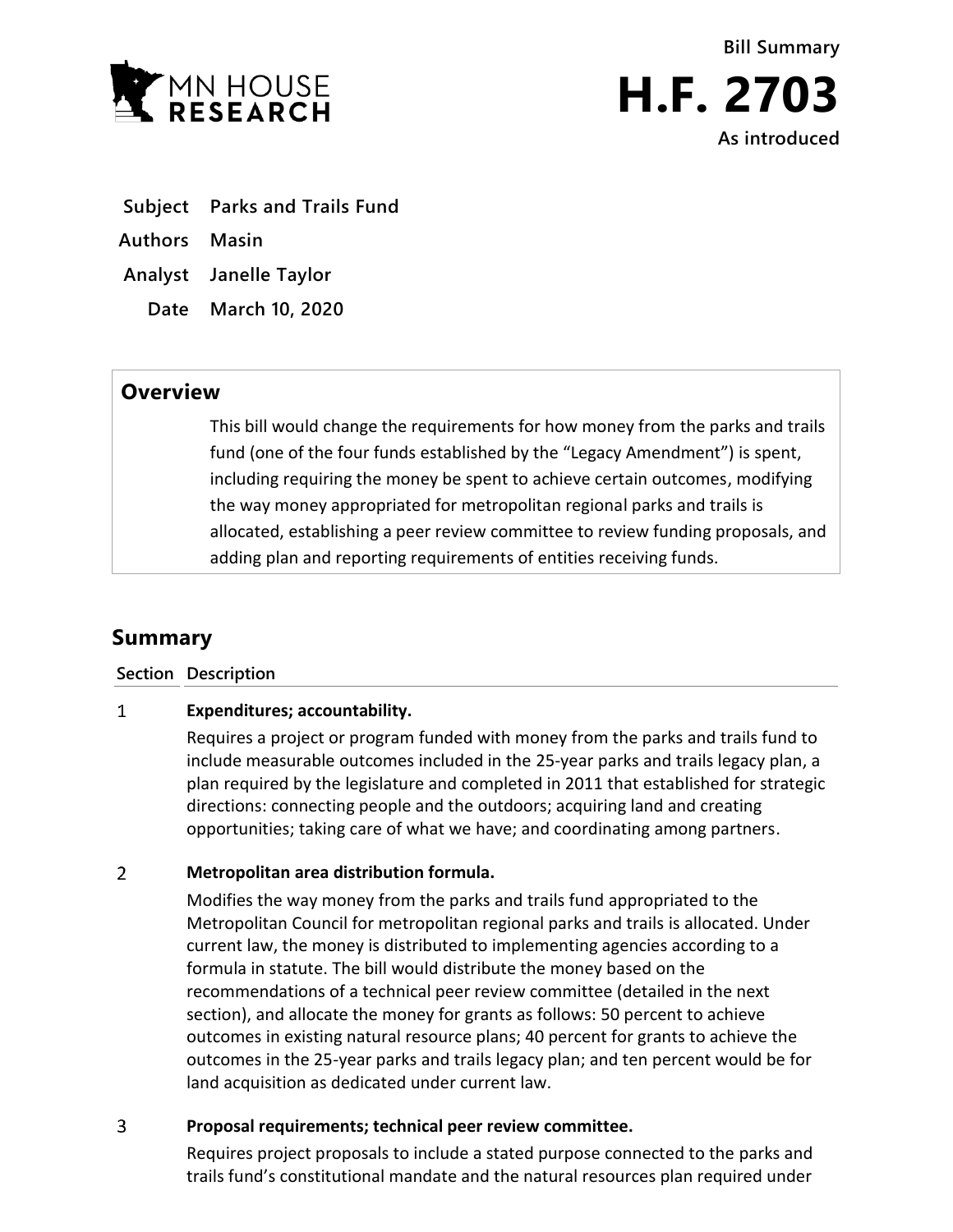**Bill Summary**

# H.F. 2703

**As introduced**

**Subject** Parks and Trails Fund

**Authors** Masin

**Analyst** Janelle Taylor

**Date** March 10, 2020

## Overview

This bill would change the requirements for how money from the parks and trails fund (one of the four funds established by the "Legacy Amendment") is spent, including requiring the money be spent to achieve certain outcomes, modifying the way money appropriated for metropolitan regional parks and trails is allocated, establishing a peer review committee to review funding proposals, and adding plan and reporting requirements of entities receiving funds.

## Summary

| Section | Description |
|---|---|
| 1 | **Expenditures; accountability.** Requires a project or program funded with money from the parks and trails fund to include measurable outcomes included in the 25-year parks and trails legacy plan, a plan required by the legislature and completed in 2011 that established for strategic directions: connecting people and the outdoors; acquiring land and creating opportunities; taking care of what we have; and coordinating among partners. |
| 2 | **Metropolitan area distribution formula.** Modifies the way money from the parks and trails fund appropriated to the Metropolitan Council for metropolitan regional parks and trails is allocated. Under current law, the money is distributed to implementing agencies according to a formula in statute. The bill would distribute the money based on the recommendations of a technical peer review committee (detailed in the next section), and allocate the money for grants as follows: 50 percent to achieve outcomes in existing natural resource plans; 40 percent for grants to achieve the outcomes in the 25-year parks and trails legacy plan; and ten percent would be for land acquisition as dedicated under current law. |
| 3 | **Proposal requirements; technical peer review committee.** Requires project proposals to include a stated purpose connected to the parks and trails fund's constitutional mandate and the natural resources plan required under |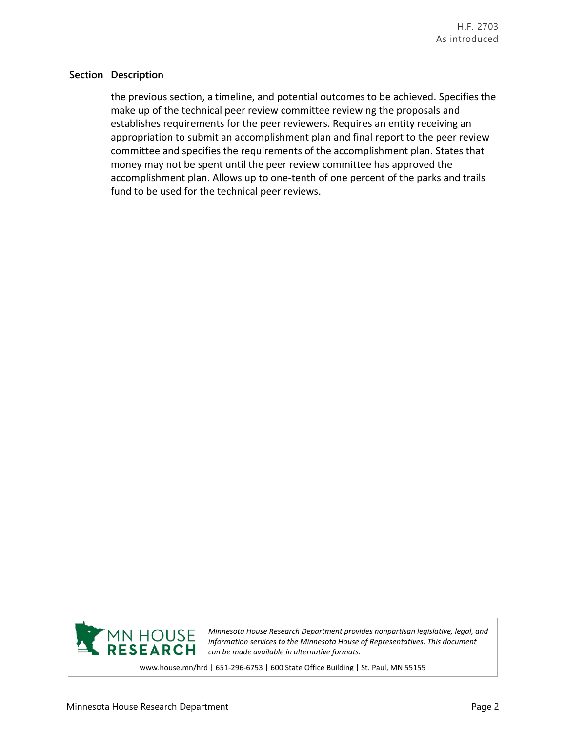| Section | Description |
|---|---|
| | the previous section, a timeline, and potential outcomes to be achieved. Specifies the make up of the technical peer review committee reviewing the proposals and establishes requirements for the peer reviewers. Requires an entity receiving an appropriation to submit an accomplishment plan and final report to the peer review committee and specifies the requirements of the accomplishment plan. States that money may not be spent until the peer review committee has approved the accomplishment plan. Allows up to one-tenth of one percent of the parks and trails fund to be used for the technical peer reviews. |

MN HOUSE RESEARCH

*Minnesota House Research Department provides nonpartisan legislative, legal, and information services to the Minnesota House of Representatives. This document can be made available in alternative formats.*

www.house.mn/hrd | 651-296-6753 | 600 State Office Building | St. Paul, MN 55155